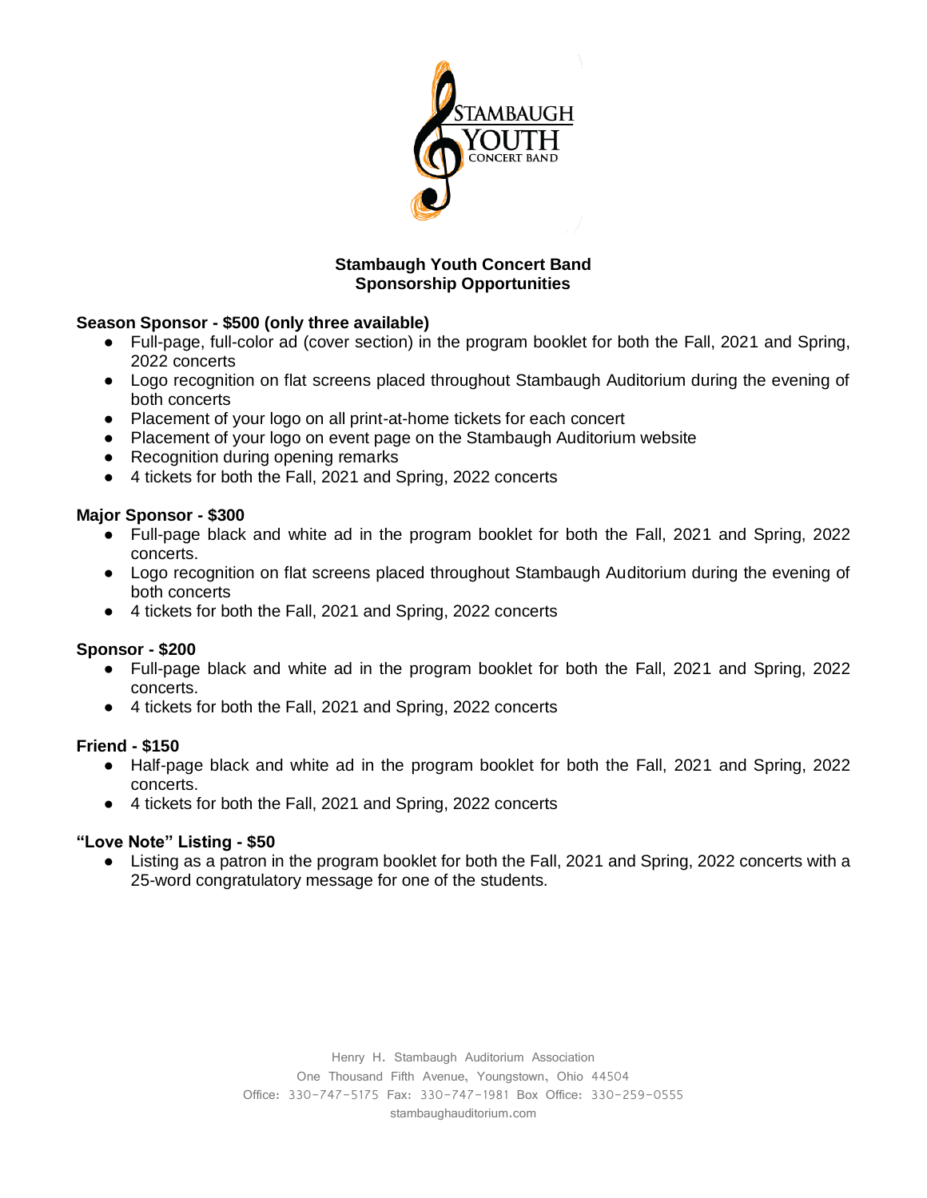# Stambaugh Youth Concert Band
## Sponsorship Opportunities

**Season Sponsor - $500 (only three available)**

- Full-page, full-color ad (cover section) in the program booklet for both the Fall, 2021 and Spring, 2022 concerts
- Logo recognition on flat screens placed throughout Stambaugh Auditorium during the evening of both concerts
- Placement of your logo on all print-at-home tickets for each concert
- Placement of your logo on event page on the Stambaugh Auditorium website
- Recognition during opening remarks
- 4 tickets for both the Fall, 2021 and Spring, 2022 concerts

**Major Sponsor - $300**

- Full-page black and white ad in the program booklet for both the Fall, 2021 and Spring, 2022 concerts.
- Logo recognition on flat screens placed throughout Stambaugh Auditorium during the evening of both concerts
- 4 tickets for both the Fall, 2021 and Spring, 2022 concerts

**Sponsor - $200**

- Full-page black and white ad in the program booklet for both the Fall, 2021 and Spring, 2022 concerts.
- 4 tickets for both the Fall, 2021 and Spring, 2022 concerts

**Friend - $150**

- Half-page black and white ad in the program booklet for both the Fall, 2021 and Spring, 2022 concerts.
- 4 tickets for both the Fall, 2021 and Spring, 2022 concerts

**"Love Note" Listing - $50**

- Listing as a patron in the program booklet for both the Fall, 2021 and Spring, 2022 concerts with a 25-word congratulatory message for one of the students.

Henry H. Stambaugh Auditorium Association
One Thousand Fifth Avenue, Youngstown, Ohio 44504
Office: 330-747-5175 Fax: 330-747-1981 Box Office: 330-259-0555
stambaughauditorium.com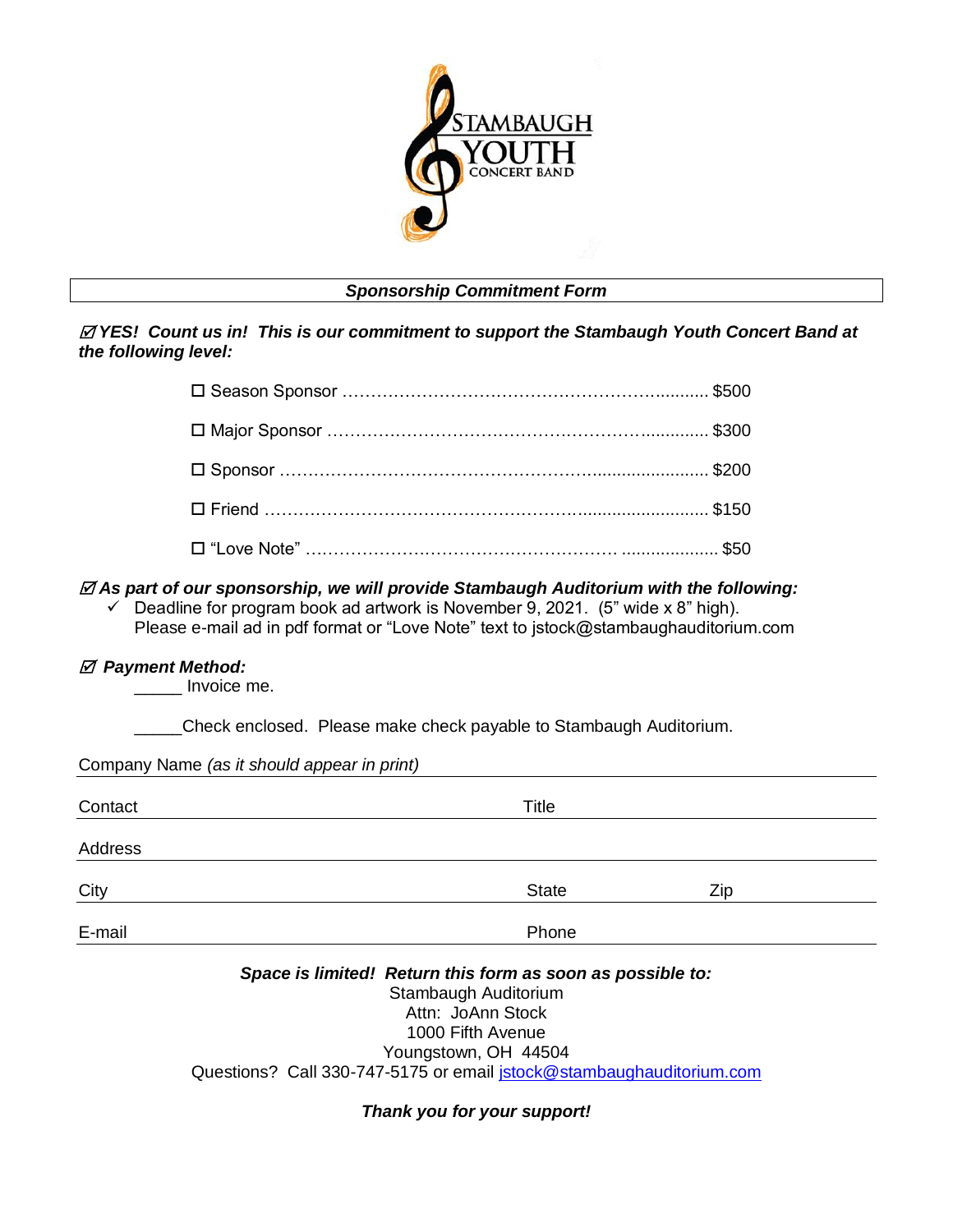STAMBAUGH YOUTH CONCERT BAND

## *Sponsorship Commitment Form*

***☑ YES! Count us in! This is our commitment to support the Stambaugh Youth Concert Band at the following level:***

- ☐ Season Sponsor ........................................................... $500
- ☐ Major Sponsor ........................................................... $300
- ☐ Sponsor ........................................................... $200
- ☐ Friend ........................................................... $150
- ☐ "Love Note" ........................................................... $50

***☑ As part of our sponsorship, we will provide Stambaugh Auditorium with the following:***

- ✓ Deadline for program book ad artwork is November 9, 2021. (5" wide x 8" high). Please e-mail ad in pdf format or "Love Note" text to jstock@stambaughauditorium.com

***☑ Payment Method:***

_____ Invoice me.

_____Check enclosed. Please make check payable to Stambaugh Auditorium.

Company Name *(as it should appear in print)* ______________________________

Contact ______________________ Title ______________________

Address ______________________________

City ______________________ State __________ Zip __________

E-mail ______________________ Phone ______________________

***Space is limited! Return this form as soon as possible to:***

Stambaugh Auditorium
Attn: JoAnn Stock
1000 Fifth Avenue
Youngstown, OH 44504
Questions? Call 330-747-5175 or email jstock@stambaughauditorium.com

***Thank you for your support!***